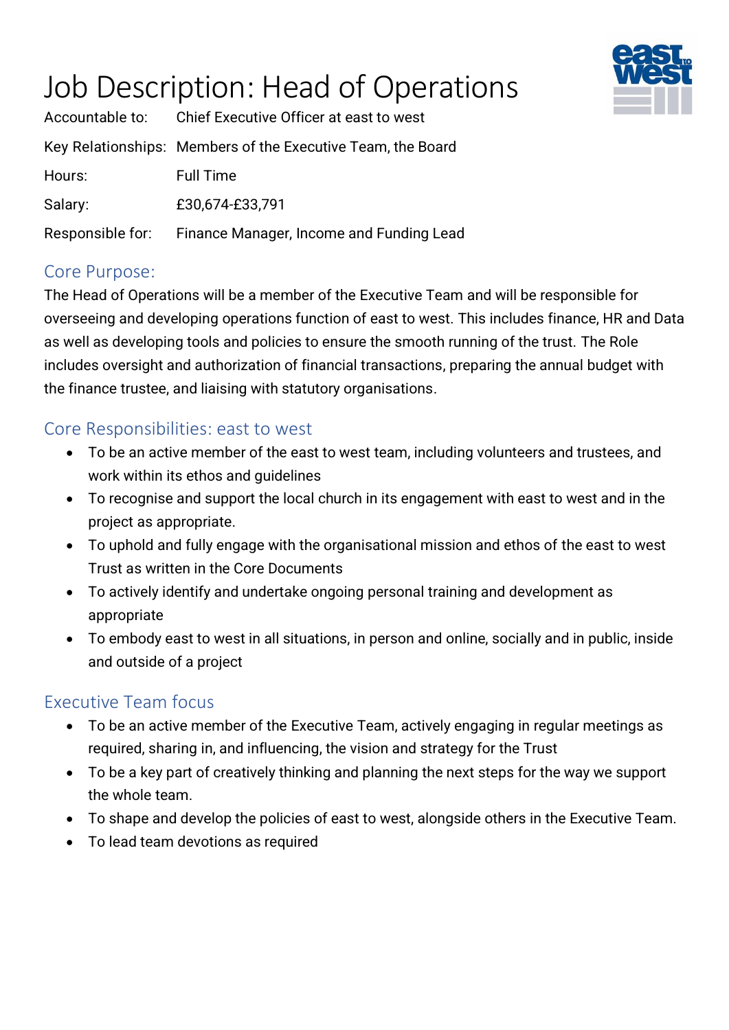# Job Description: Head of Operations

| | |
|---|---|
| Accountable to: | Chief Executive Officer at east to west |
| Key Relationships: | Members of the Executive Team, the Board |
| Hours: | Full Time |
| Salary: | £30,674-£33,791 |
| Responsible for: | Finance Manager, Income and Funding Lead |

## Core Purpose:

The Head of Operations will be a member of the Executive Team and will be responsible for overseeing and developing operations function of east to west. This includes finance, HR and Data as well as developing tools and policies to ensure the smooth running of the trust. The Role includes oversight and authorization of financial transactions, preparing the annual budget with the finance trustee, and liaising with statutory organisations.

## Core Responsibilities: east to west

- To be an active member of the east to west team, including volunteers and trustees, and work within its ethos and guidelines
- To recognise and support the local church in its engagement with east to west and in the project as appropriate.
- To uphold and fully engage with the organisational mission and ethos of the east to west Trust as written in the Core Documents
- To actively identify and undertake ongoing personal training and development as appropriate
- To embody east to west in all situations, in person and online, socially and in public, inside and outside of a project

## Executive Team focus

- To be an active member of the Executive Team, actively engaging in regular meetings as required, sharing in, and influencing, the vision and strategy for the Trust
- To be a key part of creatively thinking and planning the next steps for the way we support the whole team.
- To shape and develop the policies of east to west, alongside others in the Executive Team.
- To lead team devotions as required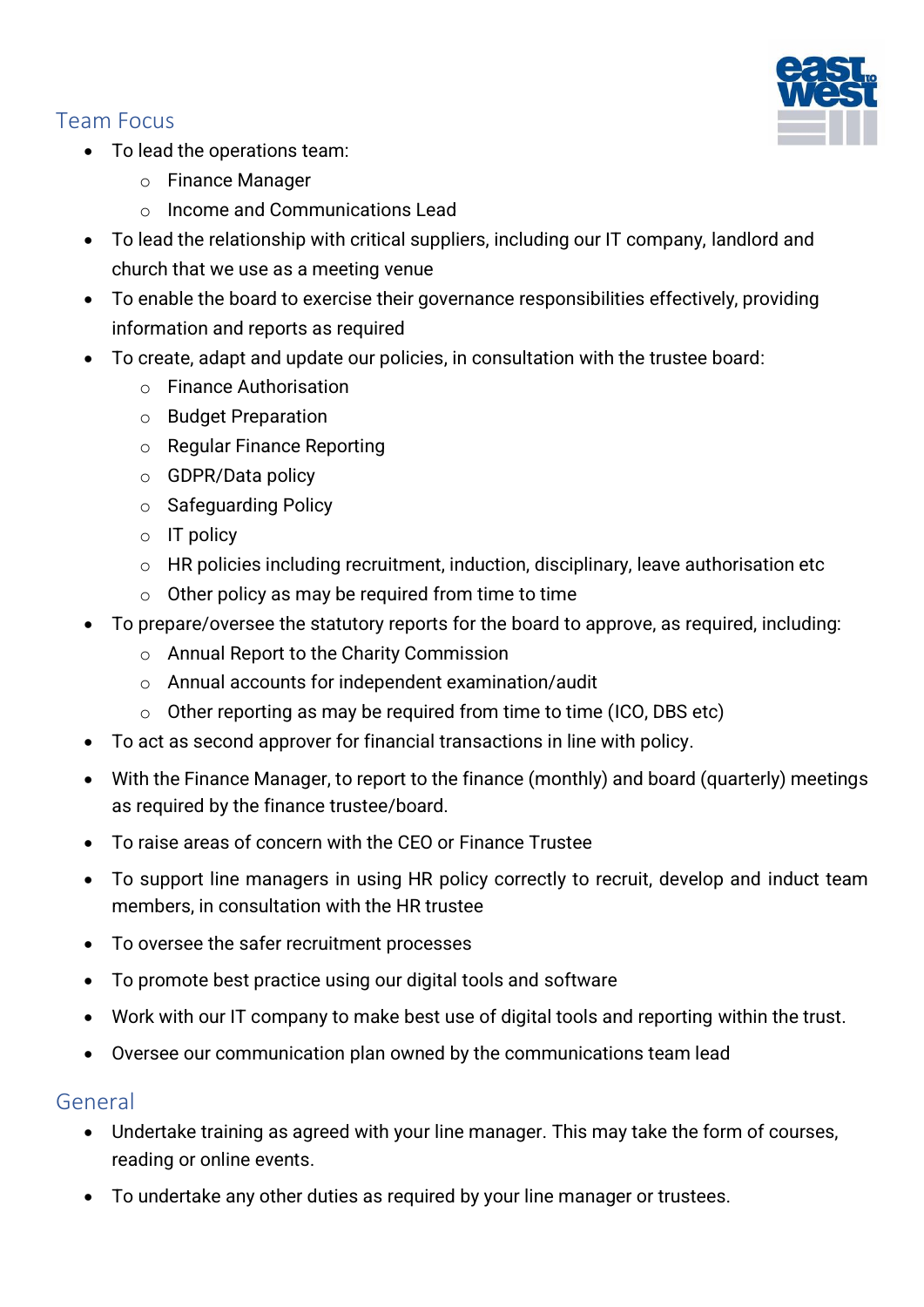## Team Focus

- To lead the operations team:
  - Finance Manager
  - Income and Communications Lead
- To lead the relationship with critical suppliers, including our IT company, landlord and church that we use as a meeting venue
- To enable the board to exercise their governance responsibilities effectively, providing information and reports as required
- To create, adapt and update our policies, in consultation with the trustee board:
  - Finance Authorisation
  - Budget Preparation
  - Regular Finance Reporting
  - GDPR/Data policy
  - Safeguarding Policy
  - IT policy
  - HR policies including recruitment, induction, disciplinary, leave authorisation etc
  - Other policy as may be required from time to time
- To prepare/oversee the statutory reports for the board to approve, as required, including:
  - Annual Report to the Charity Commission
  - Annual accounts for independent examination/audit
  - Other reporting as may be required from time to time (ICO, DBS etc)
- To act as second approver for financial transactions in line with policy.
- With the Finance Manager, to report to the finance (monthly) and board (quarterly) meetings as required by the finance trustee/board.
- To raise areas of concern with the CEO or Finance Trustee
- To support line managers in using HR policy correctly to recruit, develop and induct team members, in consultation with the HR trustee
- To oversee the safer recruitment processes
- To promote best practice using our digital tools and software
- Work with our IT company to make best use of digital tools and reporting within the trust.
- Oversee our communication plan owned by the communications team lead

## General

- Undertake training as agreed with your line manager. This may take the form of courses, reading or online events.
- To undertake any other duties as required by your line manager or trustees.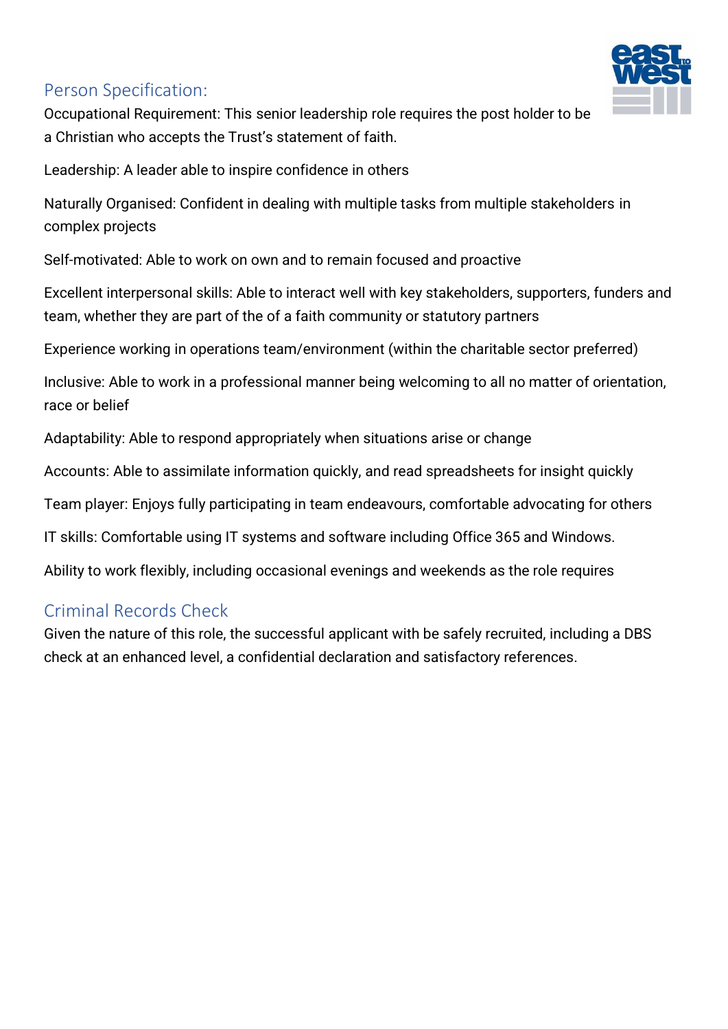## Person Specification:

Occupational Requirement: This senior leadership role requires the post holder to be a Christian who accepts the Trust's statement of faith.

Leadership: A leader able to inspire confidence in others

Naturally Organised: Confident in dealing with multiple tasks from multiple stakeholders in complex projects

Self-motivated: Able to work on own and to remain focused and proactive

Excellent interpersonal skills: Able to interact well with key stakeholders, supporters, funders and team, whether they are part of the of a faith community or statutory partners

Experience working in operations team/environment (within the charitable sector preferred)

Inclusive: Able to work in a professional manner being welcoming to all no matter of orientation, race or belief

Adaptability: Able to respond appropriately when situations arise or change

Accounts: Able to assimilate information quickly, and read spreadsheets for insight quickly

Team player: Enjoys fully participating in team endeavours, comfortable advocating for others

IT skills: Comfortable using IT systems and software including Office 365 and Windows.

Ability to work flexibly, including occasional evenings and weekends as the role requires

## Criminal Records Check

Given the nature of this role, the successful applicant with be safely recruited, including a DBS check at an enhanced level, a confidential declaration and satisfactory references.